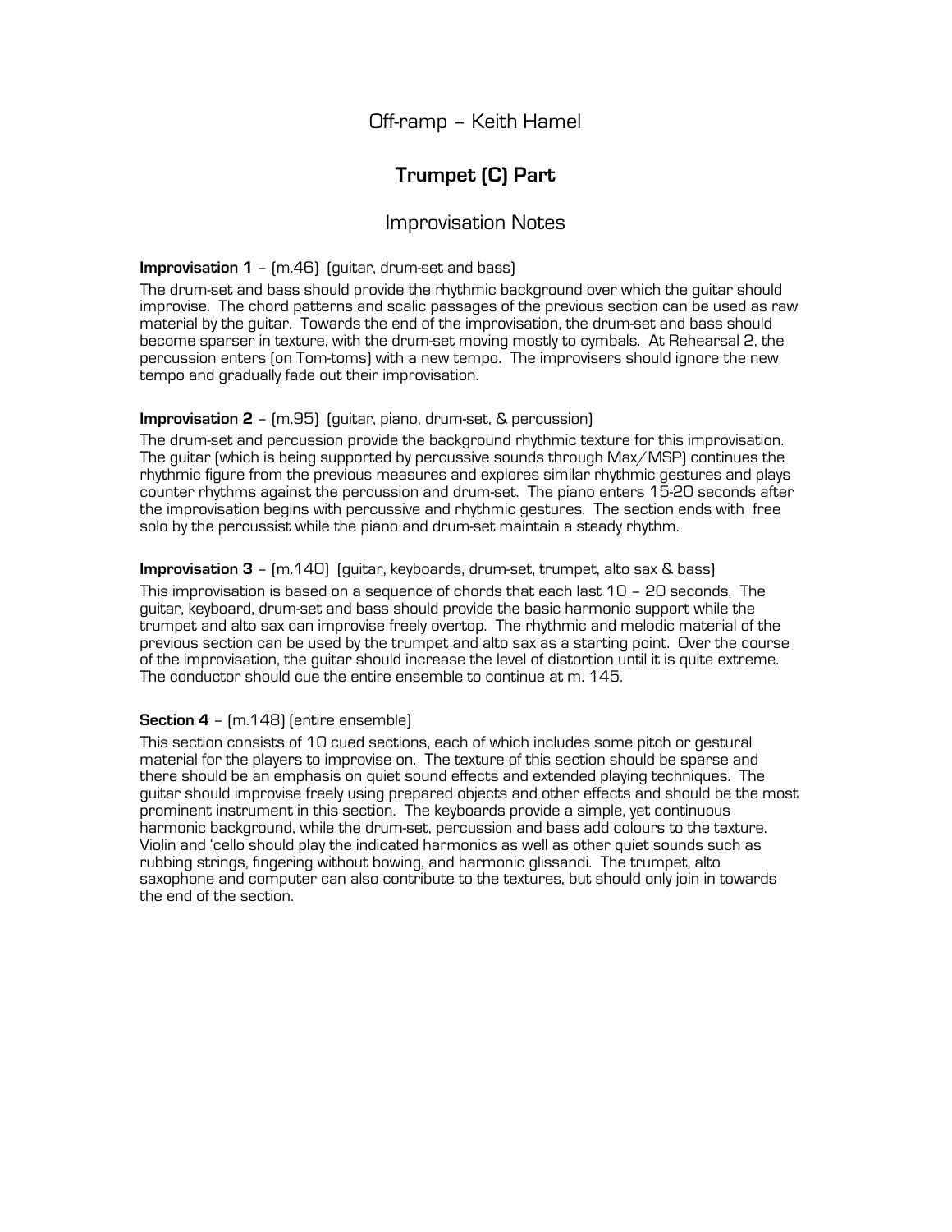# Off-ramp – Keith Hamel

## Trumpet (C) Part

### Improvisation Notes

**Improvisation 1** – (m.46) (guitar, drum-set and bass)

The drum-set and bass should provide the rhythmic background over which the guitar should improvise. The chord patterns and scalic passages of the previous section can be used as raw material by the guitar. Towards the end of the improvisation, the drum-set and bass should become sparser in texture, with the drum-set moving mostly to cymbals. At Rehearsal 2, the percussion enters (on Tom-toms) with a new tempo. The improvisers should ignore the new tempo and gradually fade out their improvisation.

**Improvisation 2** – (m.95) (guitar, piano, drum-set, & percussion)

The drum-set and percussion provide the background rhythmic texture for this improvisation. The guitar (which is being supported by percussive sounds through Max/MSP) continues the rhythmic figure from the previous measures and explores similar rhythmic gestures and plays counter rhythms against the percussion and drum-set. The piano enters 15-20 seconds after the improvisation begins with percussive and rhythmic gestures. The section ends with free solo by the percussist while the piano and drum-set maintain a steady rhythm.

**Improvisation 3** – (m.140) (guitar, keyboards, drum-set, trumpet, alto sax & bass)

This improvisation is based on a sequence of chords that each last 10 – 20 seconds. The guitar, keyboard, drum-set and bass should provide the basic harmonic support while the trumpet and alto sax can improvise freely overtop. The rhythmic and melodic material of the previous section can be used by the trumpet and alto sax as a starting point. Over the course of the improvisation, the guitar should increase the level of distortion until it is quite extreme. The conductor should cue the entire ensemble to continue at m. 145.

**Section 4** – (m.148) (entire ensemble)

This section consists of 10 cued sections, each of which includes some pitch or gestural material for the players to improvise on. The texture of this section should be sparse and there should be an emphasis on quiet sound effects and extended playing techniques. The guitar should improvise freely using prepared objects and other effects and should be the most prominent instrument in this section. The keyboards provide a simple, yet continuous harmonic background, while the drum-set, percussion and bass add colours to the texture. Violin and 'cello should play the indicated harmonics as well as other quiet sounds such as rubbing strings, fingering without bowing, and harmonic glissandi. The trumpet, alto saxophone and computer can also contribute to the textures, but should only join in towards the end of the section.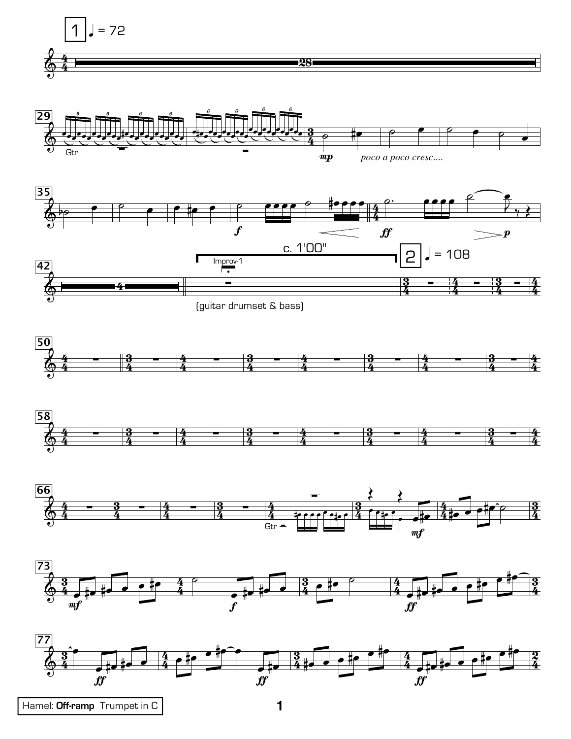**1** ♩ = 72

Gtr

*poco a poco cresc....*

c. 1'00"

Improv-1

(guitar drumset & bass)

**2** ♩ = 108

Gtr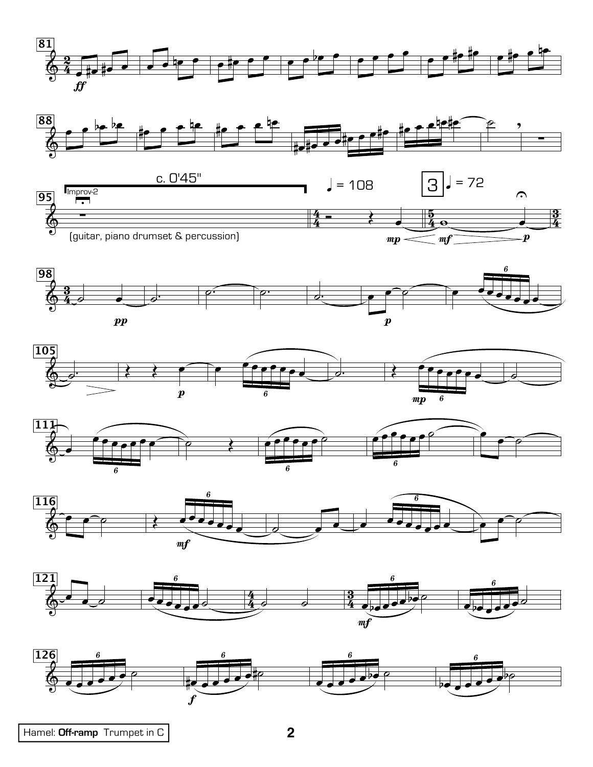c. 0'45"

Improv-2

(guitar, piano drumset & percussion)

♩ = 108

3 ♩ = 72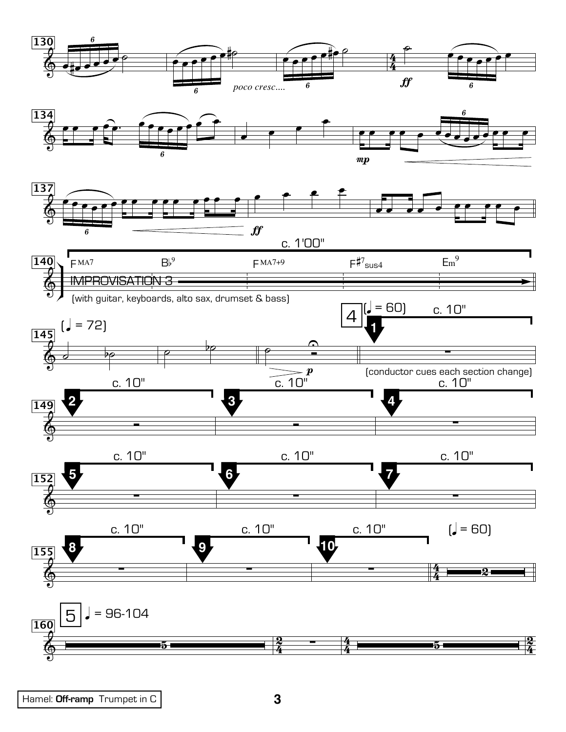poco cresc....

ff

mp

ff

c. 1'00"

F MA7 B♭9 F MA7+9 F♯7sus4 Em9

IMPROVISATION 3

(with guitar, keyboards, alto sax, drumset & bass)

(♩ = 72)

p

4 (♩ = 60) c. 10"

(conductor cues each section change)

c. 10" c. 10" c. 10"

c. 10" c. 10" c. 10"

c. 10" c. 10" c. 10"

(♩ = 60)

5 ♩ = 96-104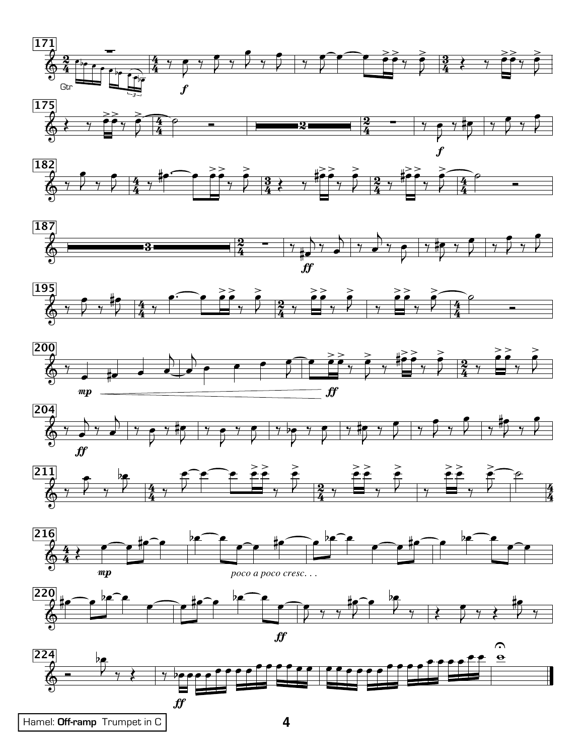Gtr

*poco a poco cresc. . .*